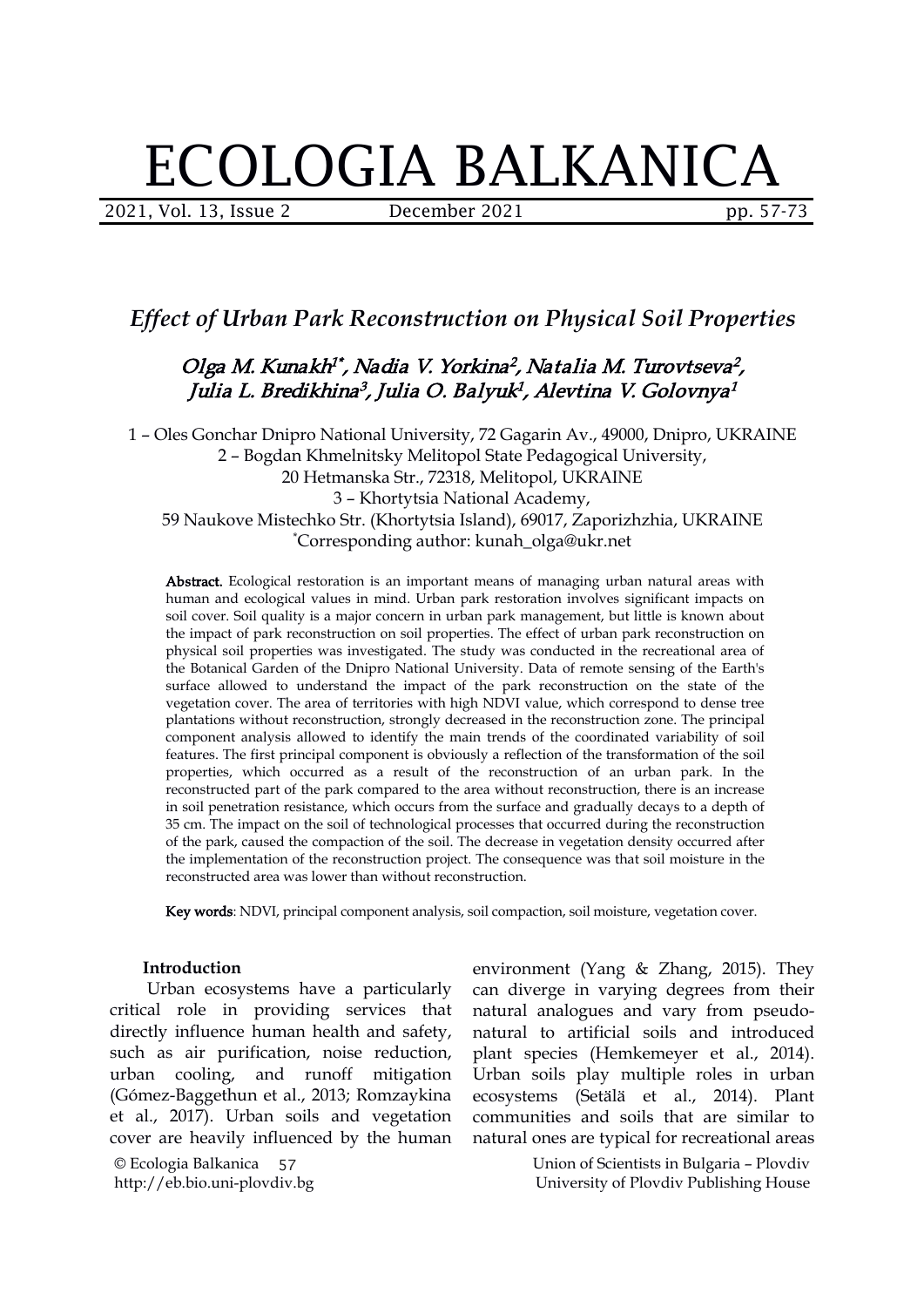# Effect of Urban Park Reconstruction on Physical Soil Properties

Olga M. Kunakh[1*], Nadia V. Yorkina[2], Natalia M. Turovtseva[2], Julia L. Bredikhina[3], Julia O. Balyuk[1], Alevtina V. Golovnya[1]

1 – Oles Gonchar Dnipro National University, 72 Gagarin Av., 49000, Dnipro, UKRAINE
2 – Bogdan Khmelnitsky Melitopol State Pedagogical University, 20 Hetmanska Str., 72318, Melitopol, UKRAINE
3 – Khortytsia National Academy, 59 Naukove Mistechko Str. (Khortytsia Island), 69017, Zaporizhzhia, UKRAINE
[*]Corresponding author: kunah_olga@ukr.net

**Abstract.** Ecological restoration is an important means of managing urban natural areas with human and ecological values in mind. Urban park restoration involves significant impacts on soil cover. Soil quality is a major concern in urban park management, but little is known about the impact of park reconstruction on soil properties. The effect of urban park reconstruction on physical soil properties was investigated. The study was conducted in the recreational area of the Botanical Garden of the Dnipro National University. Data of remote sensing of the Earth's surface allowed to understand the impact of the park reconstruction on the state of the vegetation cover. The area of territories with high NDVI value, which correspond to dense tree plantations without reconstruction, strongly decreased in the reconstruction zone. The principal component analysis allowed to identify the main trends of the coordinated variability of soil features. The first principal component is obviously a reflection of the transformation of the soil properties, which occurred as a result of the reconstruction of an urban park. In the reconstructed part of the park compared to the area without reconstruction, there is an increase in soil penetration resistance, which occurs from the surface and gradually decays to a depth of 35 cm. The impact on the soil of technological processes that occurred during the reconstruction of the park, caused the compaction of the soil. The decrease in vegetation density occurred after the implementation of the reconstruction project. The consequence was that soil moisture in the reconstructed area was lower than without reconstruction.

**Key words**: NDVI, principal component analysis, soil compaction, soil moisture, vegetation cover.

## Introduction

Urban ecosystems have a particularly critical role in providing services that directly influence human health and safety, such as air purification, noise reduction, urban cooling, and runoff mitigation (Gómez-Baggethun et al., 2013; Romzaykina et al., 2017). Urban soils and vegetation cover are heavily influenced by the human environment (Yang & Zhang, 2015). They can diverge in varying degrees from their natural analogues and vary from pseudo-natural to artificial soils and introduced plant species (Hemkemeyer et al., 2014). Urban soils play multiple roles in urban ecosystems (Setälä et al., 2014). Plant communities and soils that are similar to natural ones are typical for recreational areas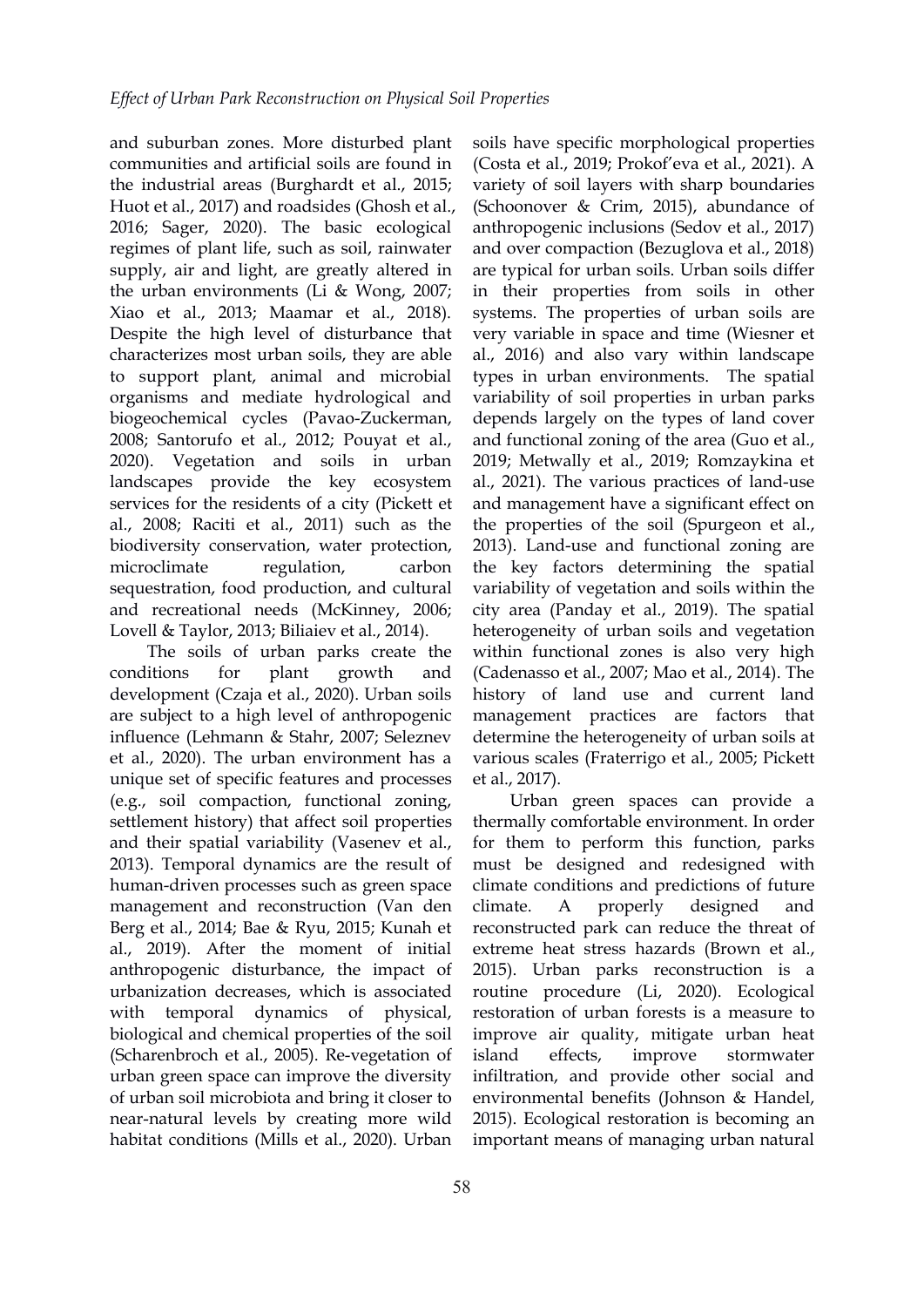and suburban zones. More disturbed plant communities and artificial soils are found in the industrial areas (Burghardt et al., 2015; Huot et al., 2017) and roadsides (Ghosh et al., 2016; Sager, 2020). The basic ecological regimes of plant life, such as soil, rainwater supply, air and light, are greatly altered in the urban environments (Li & Wong, 2007; Xiao et al., 2013; Maamar et al., 2018). Despite the high level of disturbance that characterizes most urban soils, they are able to support plant, animal and microbial organisms and mediate hydrological and biogeochemical cycles (Pavao-Zuckerman, 2008; Santorufo et al., 2012; Pouyat et al., 2020). Vegetation and soils in urban landscapes provide the key ecosystem services for the residents of a city (Pickett et al., 2008; Raciti et al., 2011) such as the biodiversity conservation, water protection, microclimate regulation, carbon sequestration, food production, and cultural and recreational needs (McKinney, 2006; Lovell & Taylor, 2013; Biliaiev et al., 2014).

The soils of urban parks create the conditions for plant growth and development (Czaja et al., 2020). Urban soils are subject to a high level of anthropogenic influence (Lehmann & Stahr, 2007; Seleznev et al., 2020). The urban environment has a unique set of specific features and processes (e.g., soil compaction, functional zoning, settlement history) that affect soil properties and their spatial variability (Vasenev et al., 2013). Temporal dynamics are the result of human-driven processes such as green space management and reconstruction (Van den Berg et al., 2014; Bae & Ryu, 2015; Kunah et al., 2019). After the moment of initial anthropogenic disturbance, the impact of urbanization decreases, which is associated with temporal dynamics of physical, biological and chemical properties of the soil (Scharenbroch et al., 2005). Re-vegetation of urban green space can improve the diversity of urban soil microbiota and bring it closer to near-natural levels by creating more wild habitat conditions (Mills et al., 2020). Urban soils have specific morphological properties (Costa et al., 2019; Prokof'eva et al., 2021). A variety of soil layers with sharp boundaries (Schoonover & Crim, 2015), abundance of anthropogenic inclusions (Sedov et al., 2017) and over compaction (Bezuglova et al., 2018) are typical for urban soils. Urban soils differ in their properties from soils in other systems. The properties of urban soils are very variable in space and time (Wiesner et al., 2016) and also vary within landscape types in urban environments. The spatial variability of soil properties in urban parks depends largely on the types of land cover and functional zoning of the area (Guo et al., 2019; Metwally et al., 2019; Romzaykina et al., 2021). The various practices of land-use and management have a significant effect on the properties of the soil (Spurgeon et al., 2013). Land-use and functional zoning are the key factors determining the spatial variability of vegetation and soils within the city area (Panday et al., 2019). The spatial heterogeneity of urban soils and vegetation within functional zones is also very high (Cadenasso et al., 2007; Mao et al., 2014). The history of land use and current land management practices are factors that determine the heterogeneity of urban soils at various scales (Fraterrigo et al., 2005; Pickett et al., 2017).

Urban green spaces can provide a thermally comfortable environment. In order for them to perform this function, parks must be designed and redesigned with climate conditions and predictions of future climate. A properly designed and reconstructed park can reduce the threat of extreme heat stress hazards (Brown et al., 2015). Urban parks reconstruction is a routine procedure (Li, 2020). Ecological restoration of urban forests is a measure to improve air quality, mitigate urban heat island effects, improve stormwater infiltration, and provide other social and environmental benefits (Johnson & Handel, 2015). Ecological restoration is becoming an important means of managing urban natural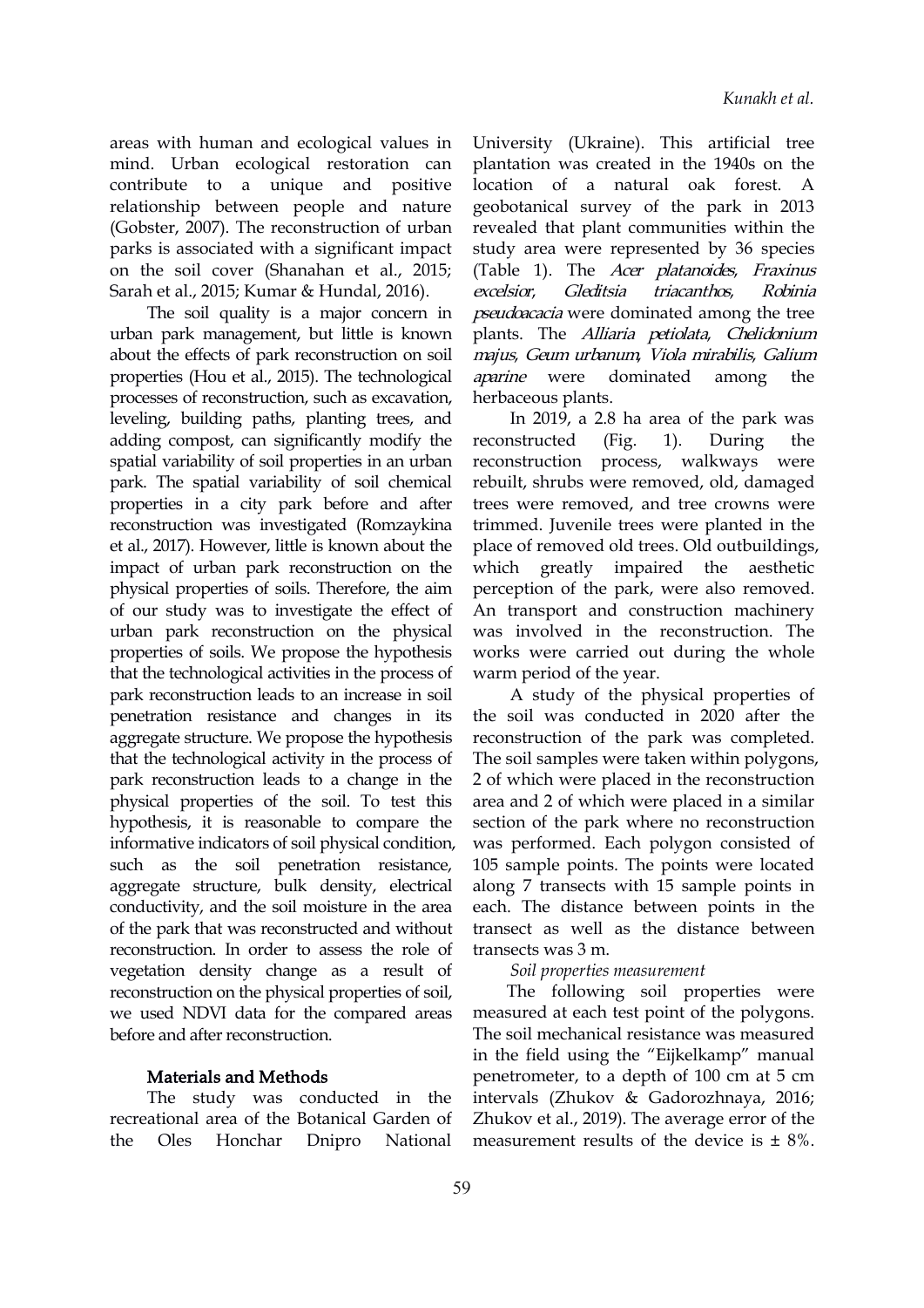areas with human and ecological values in mind. Urban ecological restoration can contribute to a unique and positive relationship between people and nature (Gobster, 2007). The reconstruction of urban parks is associated with a significant impact on the soil cover (Shanahan et al., 2015; Sarah et al., 2015; Kumar & Hundal, 2016).

The soil quality is a major concern in urban park management, but little is known about the effects of park reconstruction on soil properties (Hou et al., 2015). The technological processes of reconstruction, such as excavation, leveling, building paths, planting trees, and adding compost, can significantly modify the spatial variability of soil properties in an urban park. The spatial variability of soil chemical properties in a city park before and after reconstruction was investigated (Romzaykina et al., 2017). However, little is known about the impact of urban park reconstruction on the physical properties of soils. Therefore, the aim of our study was to investigate the effect of urban park reconstruction on the physical properties of soils. We propose the hypothesis that the technological activities in the process of park reconstruction leads to an increase in soil penetration resistance and changes in its aggregate structure. We propose the hypothesis that the technological activity in the process of park reconstruction leads to a change in the physical properties of the soil. To test this hypothesis, it is reasonable to compare the informative indicators of soil physical condition, such as the soil penetration resistance, aggregate structure, bulk density, electrical conductivity, and the soil moisture in the area of the park that was reconstructed and without reconstruction. In order to assess the role of vegetation density change as a result of reconstruction on the physical properties of soil, we used NDVI data for the compared areas before and after reconstruction.

## Materials and Methods

The study was conducted in the recreational area of the Botanical Garden of the Oles Honchar Dnipro National University (Ukraine). This artificial tree plantation was created in the 1940s on the location of a natural oak forest. A geobotanical survey of the park in 2013 revealed that plant communities within the study area were represented by 36 species (Table 1). The *Acer platanoides*, *Fraxinus excelsior*, *Gleditsia triacanthos*, *Robinia pseudoacacia* were dominated among the tree plants. The *Alliaria petiolata*, *Chelidonium majus*, *Geum urbanum*, *Viola mirabilis*, *Galium aparine* were dominated among the herbaceous plants.

In 2019, a 2.8 ha area of the park was reconstructed (Fig. 1). During the reconstruction process, walkways were rebuilt, shrubs were removed, old, damaged trees were removed, and tree crowns were trimmed. Juvenile trees were planted in the place of removed old trees. Old outbuildings, which greatly impaired the aesthetic perception of the park, were also removed. An transport and construction machinery was involved in the reconstruction. The works were carried out during the whole warm period of the year.

A study of the physical properties of the soil was conducted in 2020 after the reconstruction of the park was completed. The soil samples were taken within polygons, 2 of which were placed in the reconstruction area and 2 of which were placed in a similar section of the park where no reconstruction was performed. Each polygon consisted of 105 sample points. The points were located along 7 transects with 15 sample points in each. The distance between points in the transect as well as the distance between transects was 3 m.

*Soil properties measurement*

The following soil properties were measured at each test point of the polygons. The soil mechanical resistance was measured in the field using the "Eijkelkamp" manual penetrometer, to a depth of 100 cm at 5 cm intervals (Zhukov & Gadorozhnaya, 2016; Zhukov et al., 2019). The average error of the measurement results of the device is ± 8%.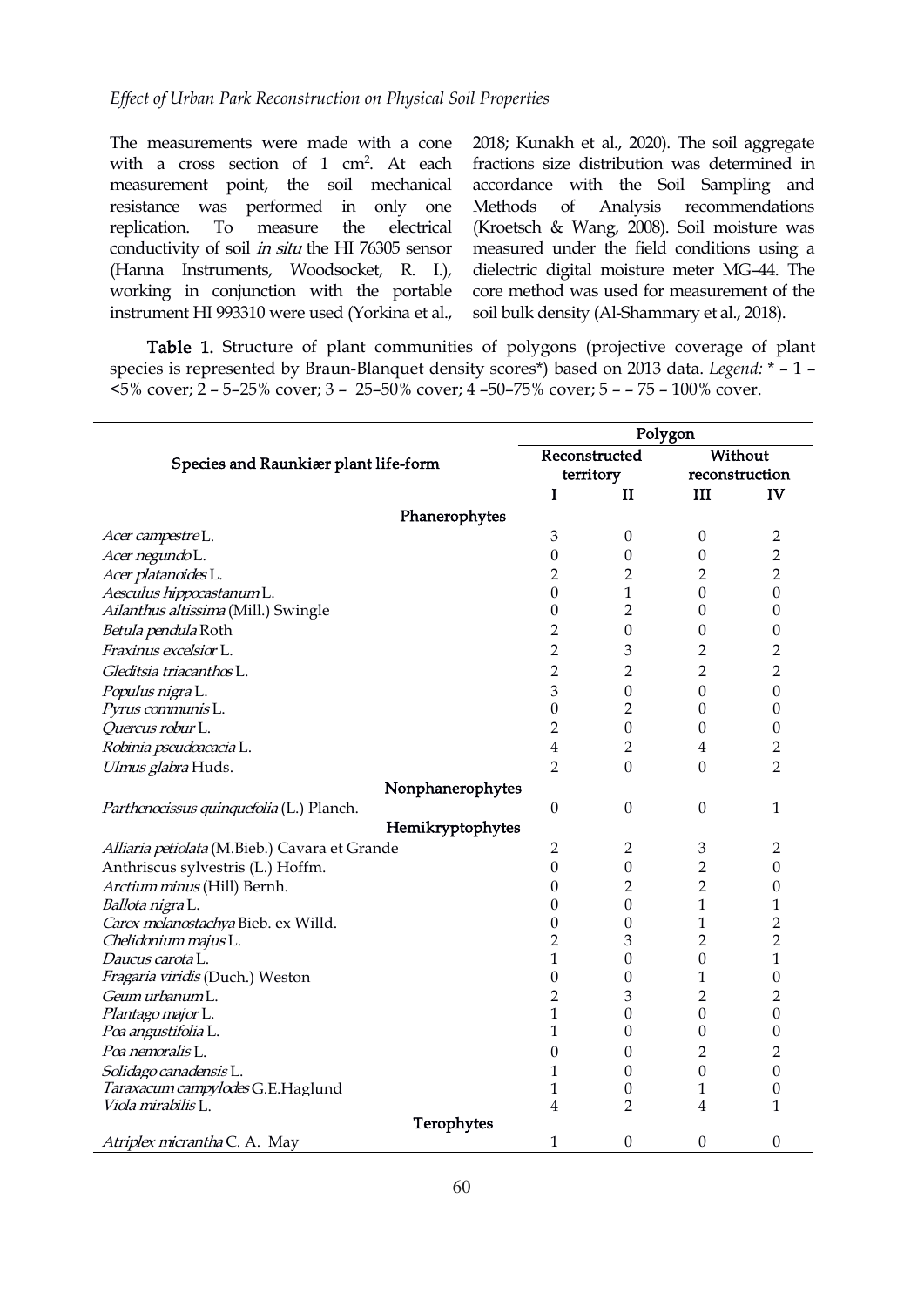The measurements were made with a cone with a cross section of 1 cm$^2$. At each measurement point, the soil mechanical resistance was performed in only one replication. To measure the electrical conductivity of soil *in situ* the HI 76305 sensor (Hanna Instruments, Woodsocket, R. I.), working in conjunction with the portable instrument HI 993310 were used (Yorkina et al., 2018; Kunakh et al., 2020). The soil aggregate fractions size distribution was determined in accordance with the Soil Sampling and Methods of Analysis recommendations (Kroetsch & Wang, 2008). Soil moisture was measured under the field conditions using a dielectric digital moisture meter MG–44. The core method was used for measurement of the soil bulk density (Al-Shammary et al., 2018).

**Table 1.** Structure of plant communities of polygons (projective coverage of plant species is represented by Braun-Blanquet density scores*) based on 2013 data. *Legend:* * – 1 – <5% cover; 2 – 5–25% cover; 3 – 25–50% cover; 4 –50–75% cover; 5 – – 75 – 100% cover.

| Species and Raunkiær plant life-form | Polygon | | | |
|---|---|---|---|---|
| | Reconstructed territory | | Without reconstruction | |
| | I | II | III | IV |
| **Phanerophytes** | | | | |
| *Acer campestre* L. | 3 | 0 | 0 | 2 |
| *Acer negundo* L. | 0 | 0 | 0 | 2 |
| *Acer platanoides* L. | 2 | 2 | 2 | 2 |
| *Aesculus hippocastanum* L. | 0 | 1 | 0 | 0 |
| *Ailanthus altissima* (Mill.) Swingle | 0 | 2 | 0 | 0 |
| *Betula pendula* Roth | 2 | 0 | 0 | 0 |
| *Fraxinus excelsior* L. | 2 | 3 | 2 | 2 |
| *Gleditsia triacanthos* L. | 2 | 2 | 2 | 2 |
| *Populus nigra* L. | 3 | 0 | 0 | 0 |
| *Pyrus communis* L. | 0 | 2 | 0 | 0 |
| *Quercus robur* L. | 2 | 0 | 0 | 0 |
| *Robinia pseudoacacia* L. | 4 | 2 | 4 | 2 |
| *Ulmus glabra* Huds. | 2 | 0 | 0 | 2 |
| **Nonphanerophytes** | | | | |
| *Parthenocissus quinquefolia* (L.) Planch. | 0 | 0 | 0 | 1 |
| **Hemikryptophytes** | | | | |
| *Alliaria petiolata* (M.Bieb.) Cavara et Grande | 2 | 2 | 3 | 2 |
| Anthriscus sylvestris (L.) Hoffm. | 0 | 0 | 2 | 0 |
| *Arctium minus* (Hill) Bernh. | 0 | 2 | 2 | 0 |
| *Ballota nigra* L. | 0 | 0 | 1 | 1 |
| *Carex melanostachya* Bieb. ex Willd. | 0 | 0 | 1 | 2 |
| *Chelidonium majus* L. | 2 | 3 | 2 | 2 |
| *Daucus carota* L. | 1 | 0 | 0 | 1 |
| *Fragaria viridis* (Duch.) Weston | 0 | 0 | 1 | 0 |
| *Geum urbanum* L. | 2 | 3 | 2 | 2 |
| *Plantago major* L. | 1 | 0 | 0 | 0 |
| *Poa angustifolia* L. | 1 | 0 | 0 | 0 |
| *Poa nemoralis* L. | 0 | 0 | 2 | 2 |
| *Solidago canadensis* L. | 1 | 0 | 0 | 0 |
| *Taraxacum campylodes* G.E.Haglund | 1 | 0 | 1 | 0 |
| *Viola mirabilis* L. | 4 | 2 | 4 | 1 |
| **Terophytes** | | | | |
| *Atriplex micrantha* C. A. May | 1 | 0 | 0 | 0 |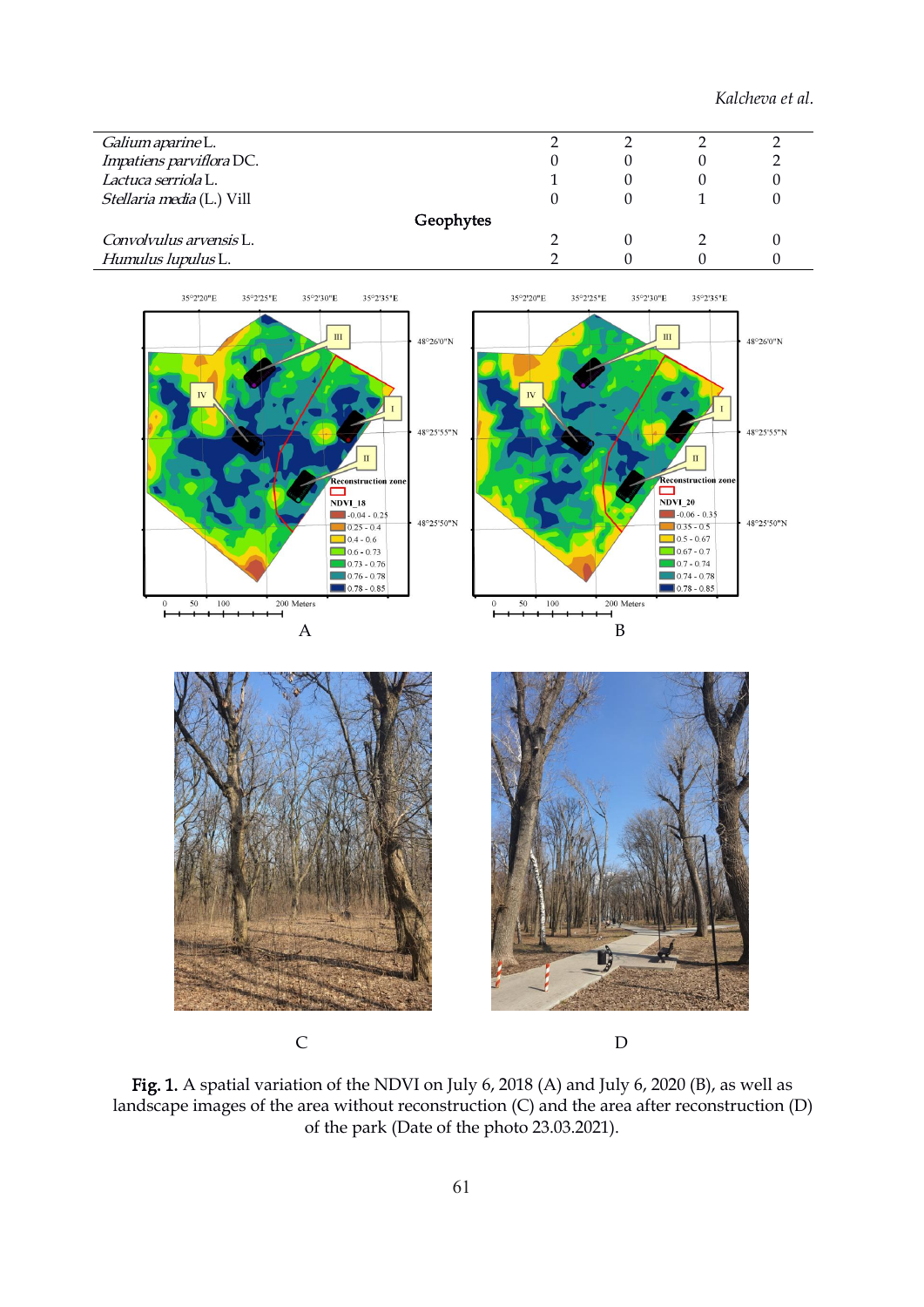| | | | | |
|---|---|---|---|---|
| *Galium aparine* L. | 2 | 2 | 2 | 2 |
| *Impatiens parviflora* DC. | 0 | 0 | 0 | 2 |
| *Lactuca serriola* L. | 1 | 0 | 0 | 0 |
| *Stellaria media* (L.) Vill | 0 | 0 | 1 | 0 |
| **Geophytes** | | | | |
| *Convolvulus arvensis* L. | 2 | 0 | 2 | 0 |
| *Humulus lupulus* L. | 2 | 0 | 0 | 0 |

**Fig. 1.** A spatial variation of the NDVI on July 6, 2018 (A) and July 6, 2020 (B), as well as landscape images of the area without reconstruction (C) and the area after reconstruction (D) of the park (Date of the photo 23.03.2021).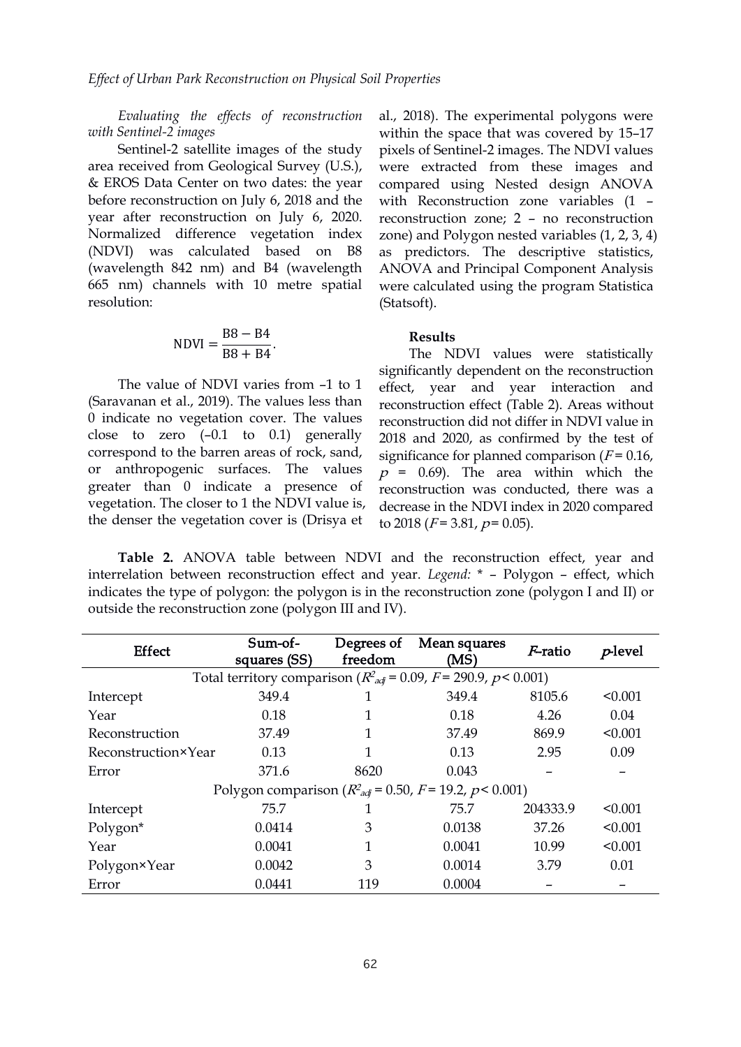*Evaluating the effects of reconstruction with Sentinel-2 images*

Sentinel-2 satellite images of the study area received from Geological Survey (U.S.), & EROS Data Center on two dates: the year before reconstruction on July 6, 2018 and the year after reconstruction on July 6, 2020. Normalized difference vegetation index (NDVI) was calculated based on B8 (wavelength 842 nm) and B4 (wavelength 665 nm) channels with 10 metre spatial resolution:

$$\mathrm{NDVI} = \frac{\mathrm{B8} - \mathrm{B4}}{\mathrm{B8} + \mathrm{B4}}.$$

The value of NDVI varies from –1 to 1 (Saravanan et al., 2019). The values less than 0 indicate no vegetation cover. The values close to zero (–0.1 to 0.1) generally correspond to the barren areas of rock, sand, or anthropogenic surfaces. The values greater than 0 indicate a presence of vegetation. The closer to 1 the NDVI value is, the denser the vegetation cover is (Drisya et al., 2018). The experimental polygons were within the space that was covered by 15–17 pixels of Sentinel-2 images. The NDVI values were extracted from these images and compared using Nested design ANOVA with Reconstruction zone variables (1 – reconstruction zone; 2 – no reconstruction zone) and Polygon nested variables (1, 2, 3, 4) as predictors. The descriptive statistics, ANOVA and Principal Component Analysis were calculated using the program Statistica (Statsoft).

#### Results

The NDVI values were statistically significantly dependent on the reconstruction effect, year and year interaction and reconstruction effect (Table 2). Areas without reconstruction did not differ in NDVI value in 2018 and 2020, as confirmed by the test of significance for planned comparison ($F = 0.16$, $p = 0.69$). The area within which the reconstruction was conducted, there was a decrease in the NDVI index in 2020 compared to 2018 ($F = 3.81$, $p = 0.05$).

**Table 2.** ANOVA table between NDVI and the reconstruction effect, year and interrelation between reconstruction effect and year. *Legend:* * – Polygon – effect, which indicates the type of polygon: the polygon is in the reconstruction zone (polygon I and II) or outside the reconstruction zone (polygon III and IV).

| Effect | Sum-of-squares (SS) | Degrees of freedom | Mean squares (MS) | $F$-ratio | $p$-level |
|---|---|---|---|---|---|
| Total territory comparison ($R^2_{adj} = 0.09$, $F = 290.9$, $p < 0.001$) | | | | | |
| Intercept | 349.4 | 1 | 349.4 | 8105.6 | <0.001 |
| Year | 0.18 | 1 | 0.18 | 4.26 | 0.04 |
| Reconstruction | 37.49 | 1 | 37.49 | 869.9 | <0.001 |
| Reconstruction×Year | 0.13 | 1 | 0.13 | 2.95 | 0.09 |
| Error | 371.6 | 8620 | 0.043 | – | – |
| Polygon comparison ($R^2_{adj} = 0.50$, $F = 19.2$, $p < 0.001$) | | | | | |
| Intercept | 75.7 | 1 | 75.7 | 204333.9 | <0.001 |
| Polygon* | 0.0414 | 3 | 0.0138 | 37.26 | <0.001 |
| Year | 0.0041 | 1 | 0.0041 | 10.99 | <0.001 |
| Polygon×Year | 0.0042 | 3 | 0.0014 | 3.79 | 0.01 |
| Error | 0.0441 | 119 | 0.0004 | – | – |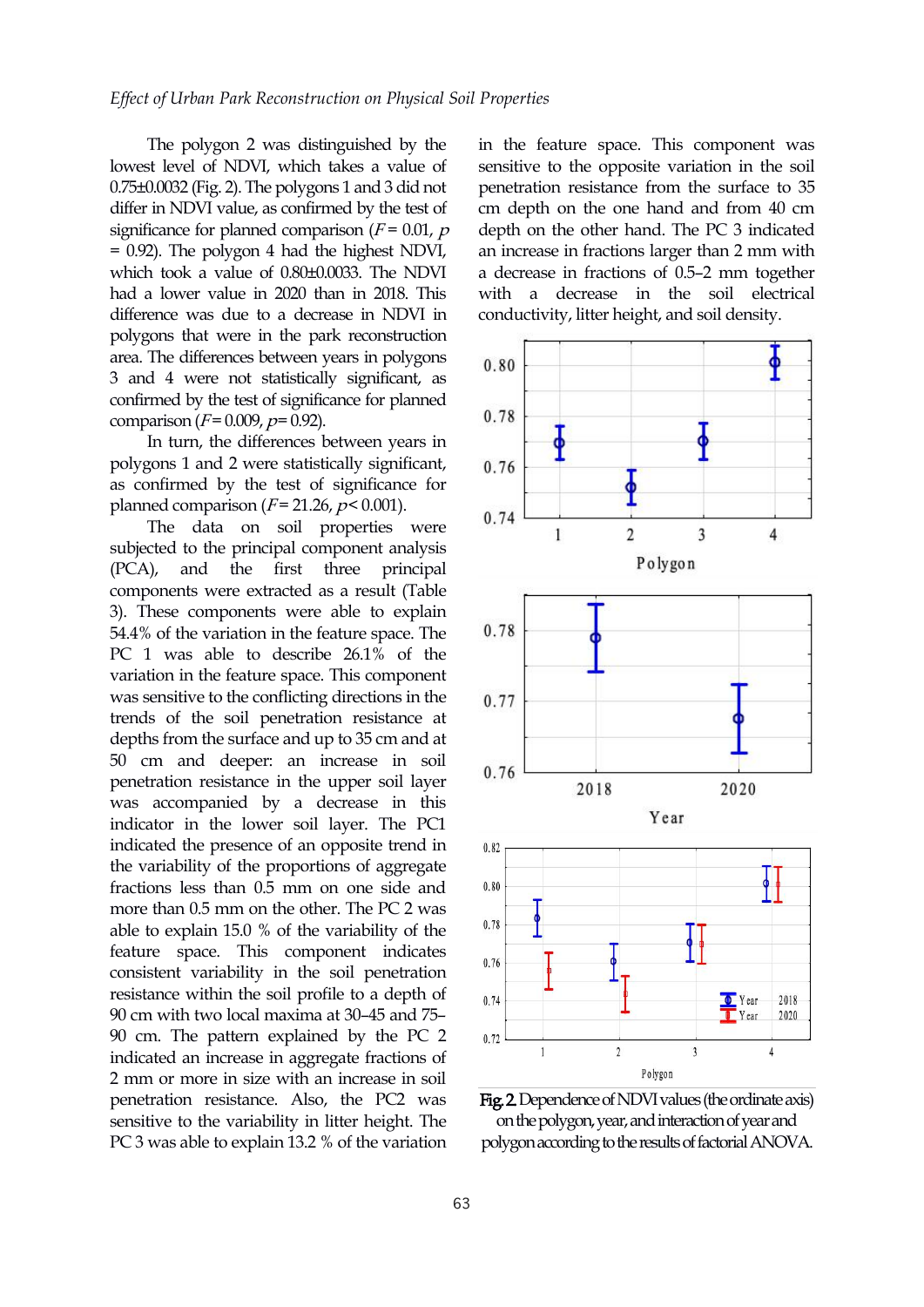The polygon 2 was distinguished by the lowest level of NDVI, which takes a value of 0.75±0.0032 (Fig. 2). The polygons 1 and 3 did not differ in NDVI value, as confirmed by the test of significance for planned comparison ($F = 0.01$, $p = 0.92$). The polygon 4 had the highest NDVI, which took a value of 0.80±0.0033. The NDVI had a lower value in 2020 than in 2018. This difference was due to a decrease in NDVI in polygons that were in the park reconstruction area. The differences between years in polygons 3 and 4 were not statistically significant, as confirmed by the test of significance for planned comparison ($F = 0.009$, $p = 0.92$).

In turn, the differences between years in polygons 1 and 2 were statistically significant, as confirmed by the test of significance for planned comparison ($F = 21.26$, $p < 0.001$).

The data on soil properties were subjected to the principal component analysis (PCA), and the first three principal components were extracted as a result (Table 3). These components were able to explain 54.4% of the variation in the feature space. The PC 1 was able to describe 26.1% of the variation in the feature space. This component was sensitive to the conflicting directions in the trends of the soil penetration resistance at depths from the surface and up to 35 cm and at 50 cm and deeper: an increase in soil penetration resistance in the upper soil layer was accompanied by a decrease in this indicator in the lower soil layer. The PC1 indicated the presence of an opposite trend in the variability of the proportions of aggregate fractions less than 0.5 mm on one side and more than 0.5 mm on the other. The PC 2 was able to explain 15.0 % of the variability of the feature space. This component indicates consistent variability in the soil penetration resistance within the soil profile to a depth of 90 cm with two local maxima at 30–45 and 75–90 cm. The pattern explained by the PC 2 indicated an increase in aggregate fractions of 2 mm or more in size with an increase in soil penetration resistance. Also, the PC2 was sensitive to the variability in litter height. The PC 3 was able to explain 13.2 % of the variation in the feature space. This component was sensitive to the opposite variation in the soil penetration resistance from the surface to 35 cm depth on the one hand and from 40 cm depth on the other hand. The PC 3 indicated an increase in fractions larger than 2 mm with a decrease in fractions of 0.5–2 mm together with a decrease in the soil electrical conductivity, litter height, and soil density.

**Fig. 2.** Dependence of NDVI values (the ordinate axis) on the polygon, year, and interaction of year and polygon according to the results of factorial ANOVA.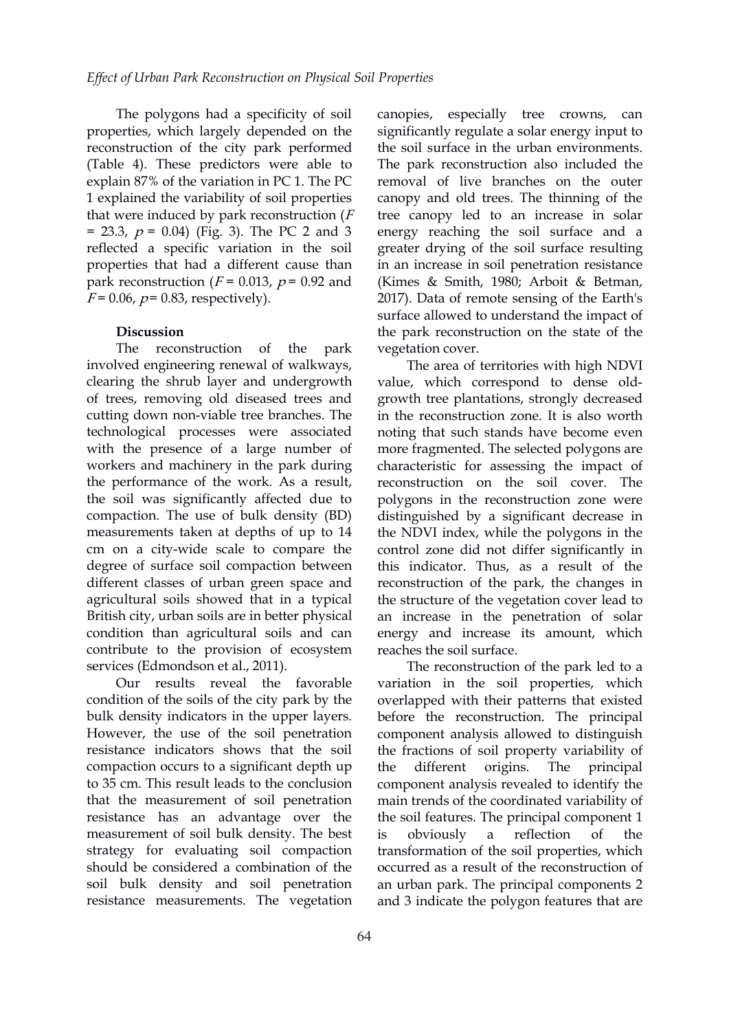The polygons had a specificity of soil properties, which largely depended on the reconstruction of the city park performed (Table 4). These predictors were able to explain 87% of the variation in PC 1. The PC 1 explained the variability of soil properties that were induced by park reconstruction ($F = 23.3$, $p = 0.04$) (Fig. 3). The PC 2 and 3 reflected a specific variation in the soil properties that had a different cause than park reconstruction ($F = 0.013$, $p = 0.92$ and $F = 0.06$, $p = 0.83$, respectively).

## Discussion

The reconstruction of the park involved engineering renewal of walkways, clearing the shrub layer and undergrowth of trees, removing old diseased trees and cutting down non-viable tree branches. The technological processes were associated with the presence of a large number of workers and machinery in the park during the performance of the work. As a result, the soil was significantly affected due to compaction. The use of bulk density (BD) measurements taken at depths of up to 14 cm on a city-wide scale to compare the degree of surface soil compaction between different classes of urban green space and agricultural soils showed that in a typical British city, urban soils are in better physical condition than agricultural soils and can contribute to the provision of ecosystem services (Edmondson et al., 2011).

Our results reveal the favorable condition of the soils of the city park by the bulk density indicators in the upper layers. However, the use of the soil penetration resistance indicators shows that the soil compaction occurs to a significant depth up to 35 cm. This result leads to the conclusion that the measurement of soil penetration resistance has an advantage over the measurement of soil bulk density. The best strategy for evaluating soil compaction should be considered a combination of the soil bulk density and soil penetration resistance measurements. The vegetation canopies, especially tree crowns, can significantly regulate a solar energy input to the soil surface in the urban environments. The park reconstruction also included the removal of live branches on the outer canopy and old trees. The thinning of the tree canopy led to an increase in solar energy reaching the soil surface and a greater drying of the soil surface resulting in an increase in soil penetration resistance (Kimes & Smith, 1980; Arboit & Betman, 2017). Data of remote sensing of the Earth's surface allowed to understand the impact of the park reconstruction on the state of the vegetation cover.

The area of territories with high NDVI value, which correspond to dense old-growth tree plantations, strongly decreased in the reconstruction zone. It is also worth noting that such stands have become even more fragmented. The selected polygons are characteristic for assessing the impact of reconstruction on the soil cover. The polygons in the reconstruction zone were distinguished by a significant decrease in the NDVI index, while the polygons in the control zone did not differ significantly in this indicator. Thus, as a result of the reconstruction of the park, the changes in the structure of the vegetation cover lead to an increase in the penetration of solar energy and increase its amount, which reaches the soil surface.

The reconstruction of the park led to a variation in the soil properties, which overlapped with their patterns that existed before the reconstruction. The principal component analysis allowed to distinguish the fractions of soil property variability of the different origins. The principal component analysis revealed to identify the main trends of the coordinated variability of the soil features. The principal component 1 is obviously a reflection of the transformation of the soil properties, which occurred as a result of the reconstruction of an urban park. The principal components 2 and 3 indicate the polygon features that are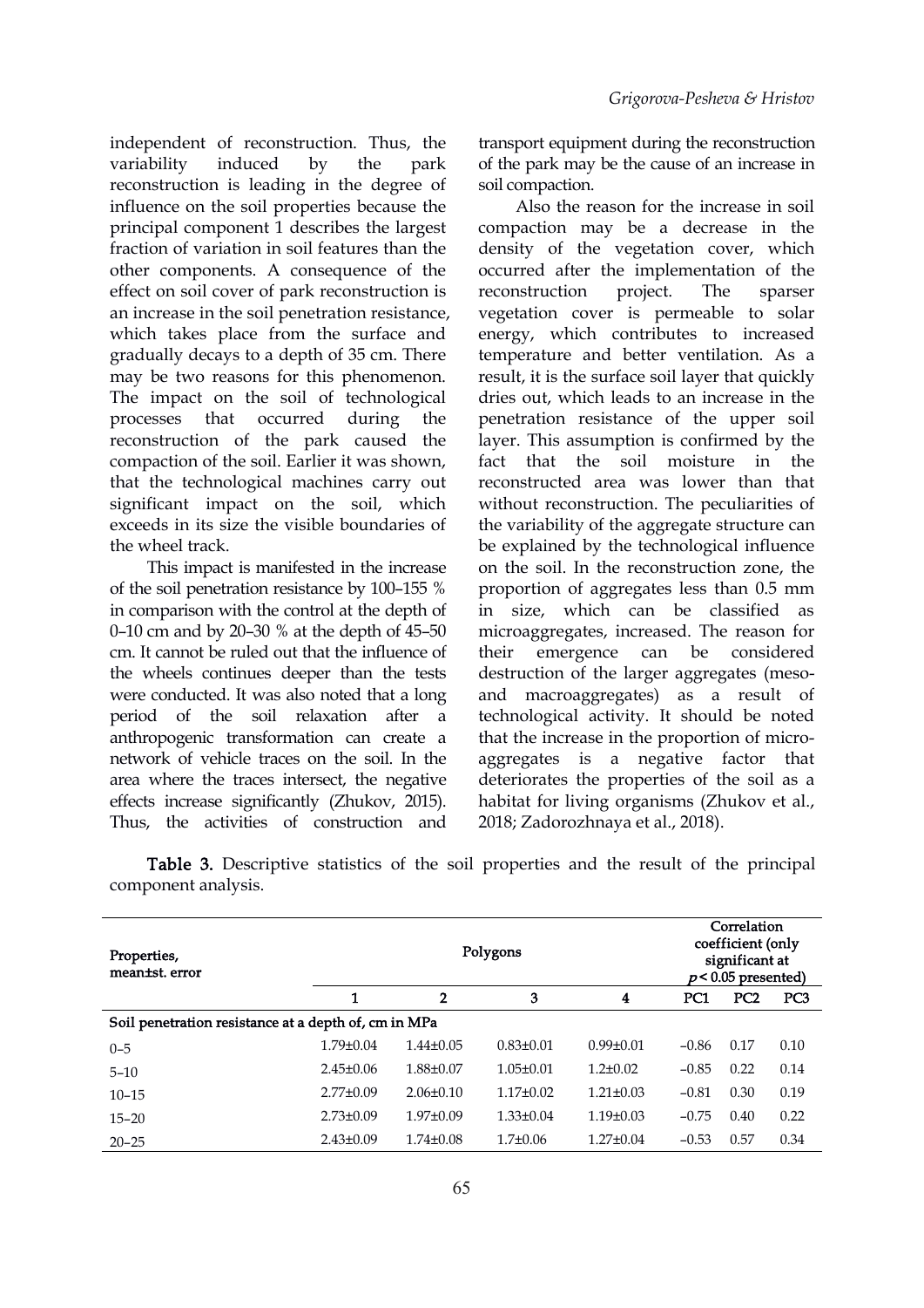independent of reconstruction. Thus, the variability induced by the park reconstruction is leading in the degree of influence on the soil properties because the principal component 1 describes the largest fraction of variation in soil features than the other components. A consequence of the effect on soil cover of park reconstruction is an increase in the soil penetration resistance, which takes place from the surface and gradually decays to a depth of 35 cm. There may be two reasons for this phenomenon. The impact on the soil of technological processes that occurred during the reconstruction of the park caused the compaction of the soil. Earlier it was shown, that the technological machines carry out significant impact on the soil, which exceeds in its size the visible boundaries of the wheel track.

This impact is manifested in the increase of the soil penetration resistance by 100–155 % in comparison with the control at the depth of 0–10 cm and by 20–30 % at the depth of 45–50 cm. It cannot be ruled out that the influence of the wheels continues deeper than the tests were conducted. It was also noted that a long period of the soil relaxation after a anthropogenic transformation can create a network of vehicle traces on the soil. In the area where the traces intersect, the negative effects increase significantly (Zhukov, 2015). Thus, the activities of construction and transport equipment during the reconstruction of the park may be the cause of an increase in soil compaction.

Also the reason for the increase in soil compaction may be a decrease in the density of the vegetation cover, which occurred after the implementation of the reconstruction project. The sparser vegetation cover is permeable to solar energy, which contributes to increased temperature and better ventilation. As a result, it is the surface soil layer that quickly dries out, which leads to an increase in the penetration resistance of the upper soil layer. This assumption is confirmed by the fact that the soil moisture in the reconstructed area was lower than that without reconstruction. The peculiarities of the variability of the aggregate structure can be explained by the technological influence on the soil. In the reconstruction zone, the proportion of aggregates less than 0.5 mm in size, which can be classified as microaggregates, increased. The reason for their emergence can be considered destruction of the larger aggregates (meso- and macroaggregates) as a result of technological activity. It should be noted that the increase in the proportion of micro-aggregates is a negative factor that deteriorates the properties of the soil as a habitat for living organisms (Zhukov et al., 2018; Zadorozhnaya et al., 2018).

**Table 3.** Descriptive statistics of the soil properties and the result of the principal component analysis.

| Properties, mean±st. error | Polygons | | | | Correlation coefficient (only significant at $p < 0.05$ presented) | | |
|---|---|---|---|---|---|---|---|
| | 1 | 2 | 3 | 4 | PC1 | PC2 | PC3 |
| **Soil penetration resistance at a depth of, cm in MPa** | | | | | | | |
| 0–5 | 1.79±0.04 | 1.44±0.05 | 0.83±0.01 | 0.99±0.01 | −0.86 | 0.17 | 0.10 |
| 5–10 | 2.45±0.06 | 1.88±0.07 | 1.05±0.01 | 1.2±0.02 | −0.85 | 0.22 | 0.14 |
| 10–15 | 2.77±0.09 | 2.06±0.10 | 1.17±0.02 | 1.21±0.03 | −0.81 | 0.30 | 0.19 |
| 15–20 | 2.73±0.09 | 1.97±0.09 | 1.33±0.04 | 1.19±0.03 | −0.75 | 0.40 | 0.22 |
| 20–25 | 2.43±0.09 | 1.74±0.08 | 1.7±0.06 | 1.27±0.04 | −0.53 | 0.57 | 0.34 |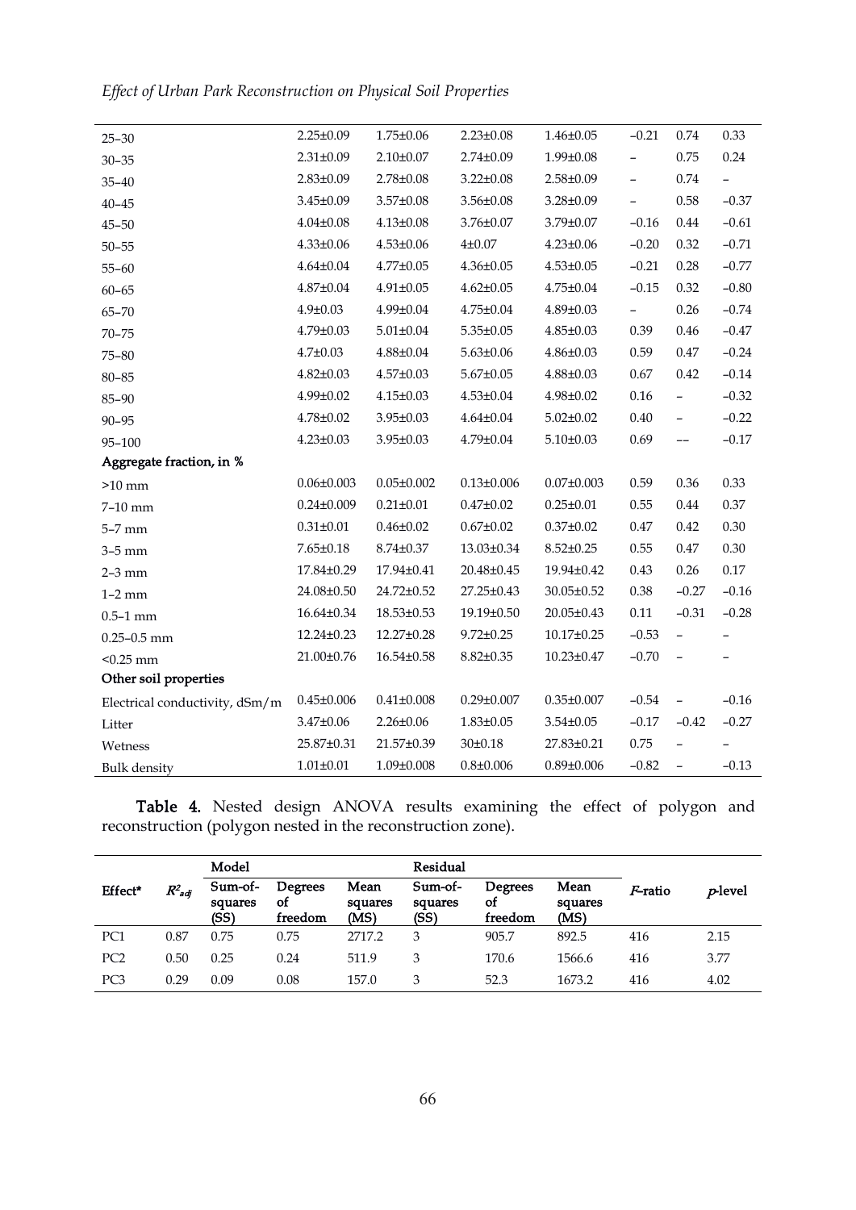| | | | | | | | |
|---|---|---|---|---|---|---|---|
| 25–30 | 2.25±0.09 | 1.75±0.06 | 2.23±0.08 | 1.46±0.05 | −0.21 | 0.74 | 0.33 |
| 30–35 | 2.31±0.09 | 2.10±0.07 | 2.74±0.09 | 1.99±0.08 | – | 0.75 | 0.24 |
| 35–40 | 2.83±0.09 | 2.78±0.08 | 3.22±0.08 | 2.58±0.09 | – | 0.74 | – |
| 40–45 | 3.45±0.09 | 3.57±0.08 | 3.56±0.08 | 3.28±0.09 | – | 0.58 | −0.37 |
| 45–50 | 4.04±0.08 | 4.13±0.08 | 3.76±0.07 | 3.79±0.07 | −0.16 | 0.44 | −0.61 |
| 50–55 | 4.33±0.06 | 4.53±0.06 | 4±0.07 | 4.23±0.06 | −0.20 | 0.32 | −0.71 |
| 55–60 | 4.64±0.04 | 4.77±0.05 | 4.36±0.05 | 4.53±0.05 | −0.21 | 0.28 | −0.77 |
| 60–65 | 4.87±0.04 | 4.91±0.05 | 4.62±0.05 | 4.75±0.04 | −0.15 | 0.32 | −0.80 |
| 65–70 | 4.9±0.03 | 4.99±0.04 | 4.75±0.04 | 4.89±0.03 | – | 0.26 | −0.74 |
| 70–75 | 4.79±0.03 | 5.01±0.04 | 5.35±0.05 | 4.85±0.03 | 0.39 | 0.46 | −0.47 |
| 75–80 | 4.7±0.03 | 4.88±0.04 | 5.63±0.06 | 4.86±0.03 | 0.59 | 0.47 | −0.24 |
| 80–85 | 4.82±0.03 | 4.57±0.03 | 5.67±0.05 | 4.88±0.03 | 0.67 | 0.42 | −0.14 |
| 85–90 | 4.99±0.02 | 4.15±0.03 | 4.53±0.04 | 4.98±0.02 | 0.16 | – | −0.32 |
| 90–95 | 4.78±0.02 | 3.95±0.03 | 4.64±0.04 | 5.02±0.02 | 0.40 | – | −0.22 |
| 95–100 | 4.23±0.03 | 3.95±0.03 | 4.79±0.04 | 5.10±0.03 | 0.69 | –– | −0.17 |
| **Aggregate fraction, in %** | | | | | | | |
| >10 mm | 0.06±0.003 | 0.05±0.002 | 0.13±0.006 | 0.07±0.003 | 0.59 | 0.36 | 0.33 |
| 7–10 mm | 0.24±0.009 | 0.21±0.01 | 0.47±0.02 | 0.25±0.01 | 0.55 | 0.44 | 0.37 |
| 5–7 mm | 0.31±0.01 | 0.46±0.02 | 0.67±0.02 | 0.37±0.02 | 0.47 | 0.42 | 0.30 |
| 3–5 mm | 7.65±0.18 | 8.74±0.37 | 13.03±0.34 | 8.52±0.25 | 0.55 | 0.47 | 0.30 |
| 2–3 mm | 17.84±0.29 | 17.94±0.41 | 20.48±0.45 | 19.94±0.42 | 0.43 | 0.26 | 0.17 |
| 1–2 mm | 24.08±0.50 | 24.72±0.52 | 27.25±0.43 | 30.05±0.52 | 0.38 | −0.27 | −0.16 |
| 0.5–1 mm | 16.64±0.34 | 18.53±0.53 | 19.19±0.50 | 20.05±0.43 | 0.11 | −0.31 | −0.28 |
| 0.25–0.5 mm | 12.24±0.23 | 12.27±0.28 | 9.72±0.25 | 10.17±0.25 | −0.53 | – | – |
| <0.25 mm | 21.00±0.76 | 16.54±0.58 | 8.82±0.35 | 10.23±0.47 | −0.70 | – | – |
| **Other soil properties** | | | | | | | |
| Electrical conductivity, dSm/m | 0.45±0.006 | 0.41±0.008 | 0.29±0.007 | 0.35±0.007 | −0.54 | – | −0.16 |
| Litter | 3.47±0.06 | 2.26±0.06 | 1.83±0.05 | 3.54±0.05 | −0.17 | −0.42 | −0.27 |
| Wetness | 25.87±0.31 | 21.57±0.39 | 30±0.18 | 27.83±0.21 | 0.75 | – | – |
| Bulk density | 1.01±0.01 | 1.09±0.008 | 0.8±0.006 | 0.89±0.006 | −0.82 | – | −0.13 |

**Table 4.** Nested design ANOVA results examining the effect of polygon and reconstruction (polygon nested in the reconstruction zone).

| Effect* | $R^2_{adj}$ | Model | | | Residual | | | *F*-ratio | *p*-level |
|---|---|---|---|---|---|---|---|---|---|
| | | Sum-of-squares (SS) | Degrees of freedom | Mean squares (MS) | Sum-of-squares (SS) | Degrees of freedom | Mean squares (MS) | | |
| PC1 | 0.87 | 0.75 | 0.75 | 2717.2 | 3 | 905.7 | 892.5 | 416 | 2.15 |
| PC2 | 0.50 | 0.25 | 0.24 | 511.9 | 3 | 170.6 | 1566.6 | 416 | 3.77 |
| PC3 | 0.29 | 0.09 | 0.08 | 157.0 | 3 | 52.3 | 1673.2 | 416 | 4.02 |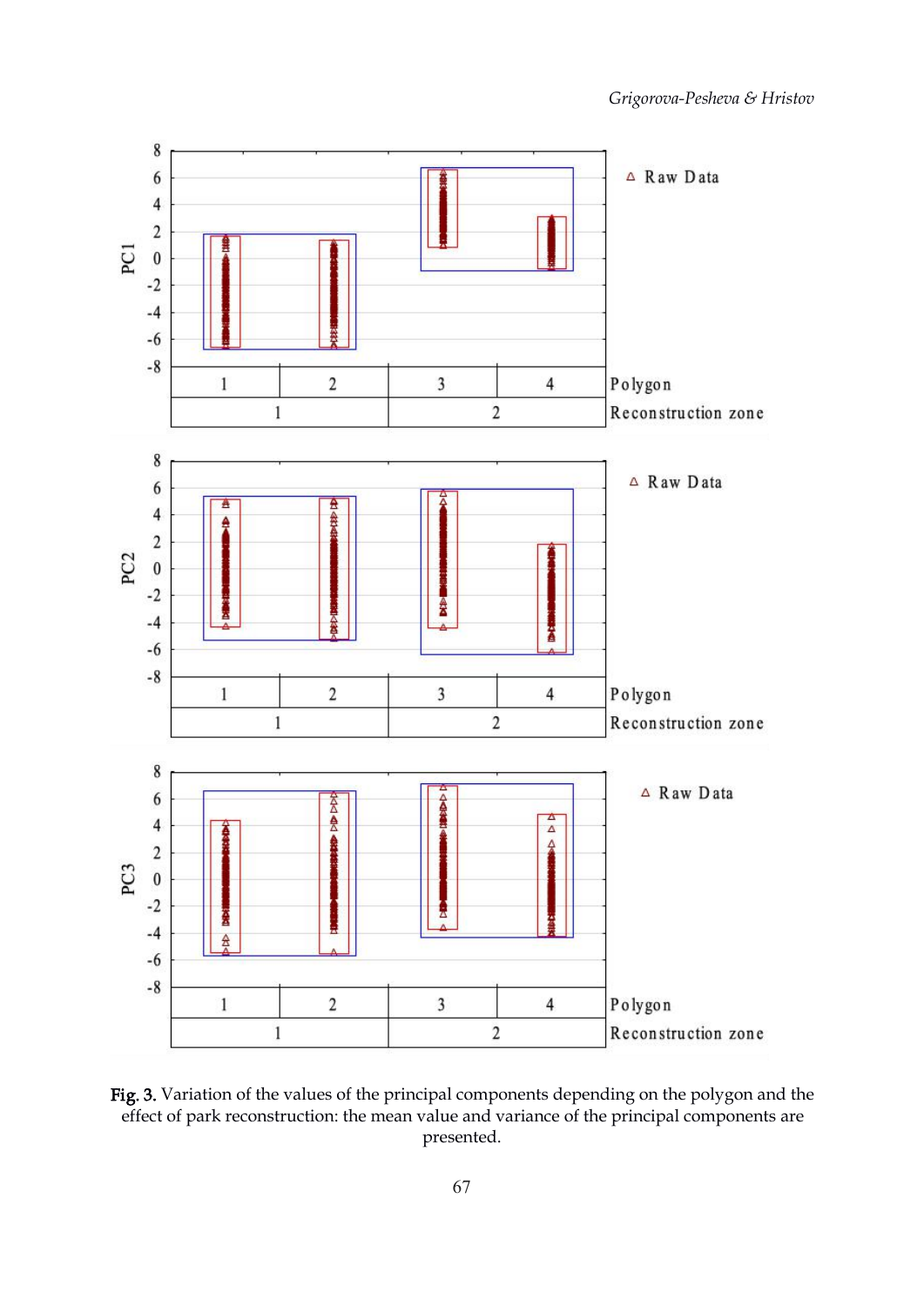Fig. 3. Variation of the values of the principal components depending on the polygon and the effect of park reconstruction: the mean value and variance of the principal components are presented.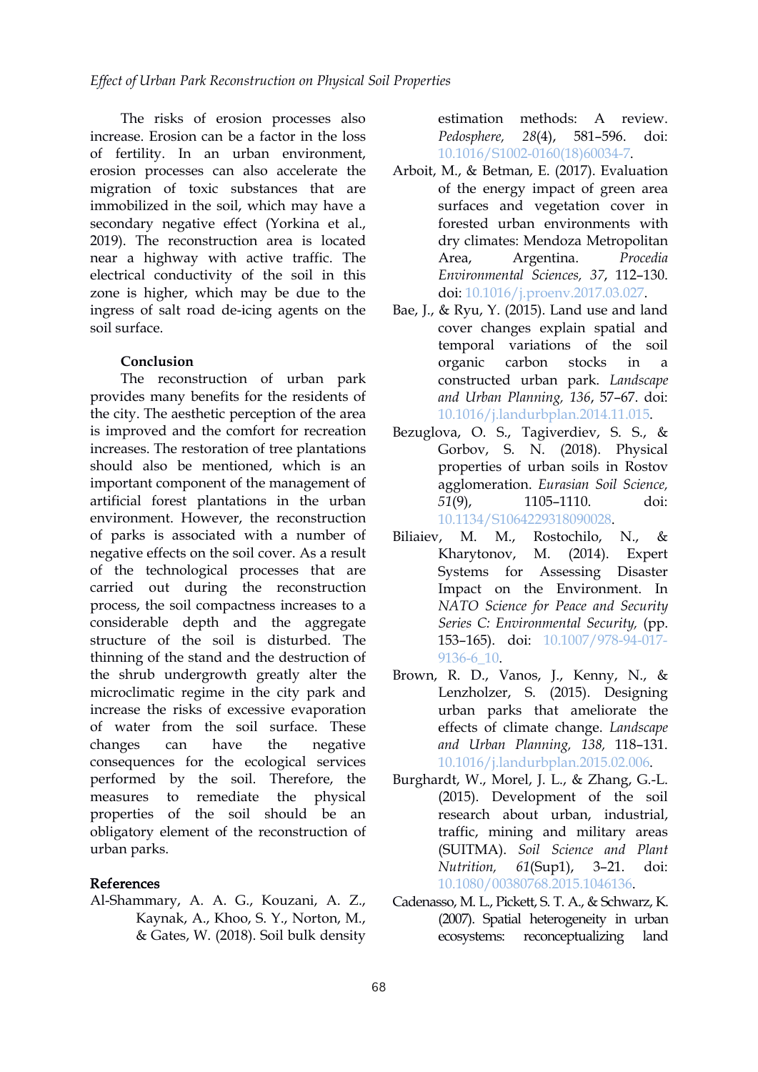The risks of erosion processes also increase. Erosion can be a factor in the loss of fertility. In an urban environment, erosion processes can also accelerate the migration of toxic substances that are immobilized in the soil, which may have a secondary negative effect (Yorkina et al., 2019). The reconstruction area is located near a highway with active traffic. The electrical conductivity of the soil in this zone is higher, which may be due to the ingress of salt road de-icing agents on the soil surface.

## Conclusion

The reconstruction of urban park provides many benefits for the residents of the city. The aesthetic perception of the area is improved and the comfort for recreation increases. The restoration of tree plantations should also be mentioned, which is an important component of the management of artificial forest plantations in the urban environment. However, the reconstruction of parks is associated with a number of negative effects on the soil cover. As a result of the technological processes that are carried out during the reconstruction process, the soil compactness increases to a considerable depth and the aggregate structure of the soil is disturbed. The thinning of the stand and the destruction of the shrub undergrowth greatly alter the microclimatic regime in the city park and increase the risks of excessive evaporation of water from the soil surface. These changes can have the negative consequences for the ecological services performed by the soil. Therefore, the measures to remediate the physical properties of the soil should be an obligatory element of the reconstruction of urban parks.

## References

Al-Shammary, A. A. G., Kouzani, A. Z., Kaynak, A., Khoo, S. Y., Norton, M., & Gates, W. (2018). Soil bulk density estimation methods: A review. *Pedosphere, 28*(4), 581–596. doi: 10.1016/S1002-0160(18)60034-7.

Arboit, M., & Betman, E. (2017). Evaluation of the energy impact of green area surfaces and vegetation cover in forested urban environments with dry climates: Mendoza Metropolitan Area, Argentina. *Procedia Environmental Sciences, 37*, 112–130. doi: 10.1016/j.proenv.2017.03.027.

Bae, J., & Ryu, Y. (2015). Land use and land cover changes explain spatial and temporal variations of the soil organic carbon stocks in a constructed urban park. *Landscape and Urban Planning, 136*, 57–67. doi: 10.1016/j.landurbplan.2014.11.015.

Bezuglova, O. S., Tagiverdiev, S. S., & Gorbov, S. N. (2018). Physical properties of urban soils in Rostov agglomeration. *Eurasian Soil Science, 51*(9), 1105–1110. doi: 10.1134/S1064229318090028.

Biliaiev, M. M., Rostochilo, N., & Kharytonov, M. (2014). Expert Systems for Assessing Disaster Impact on the Environment. In *NATO Science for Peace and Security Series C: Environmental Security,* (pp. 153–165). doi: 10.1007/978-94-017-9136-6_10.

Brown, R. D., Vanos, J., Kenny, N., & Lenzholzer, S. (2015). Designing urban parks that ameliorate the effects of climate change. *Landscape and Urban Planning, 138,* 118–131. 10.1016/j.landurbplan.2015.02.006.

Burghardt, W., Morel, J. L., & Zhang, G.-L. (2015). Development of the soil research about urban, industrial, traffic, mining and military areas (SUITMA). *Soil Science and Plant Nutrition, 61*(Sup1), 3–21. doi: 10.1080/00380768.2015.1046136.

Cadenasso, M. L., Pickett, S. T. A., & Schwarz, K. (2007). Spatial heterogeneity in urban ecosystems: reconceptualizing land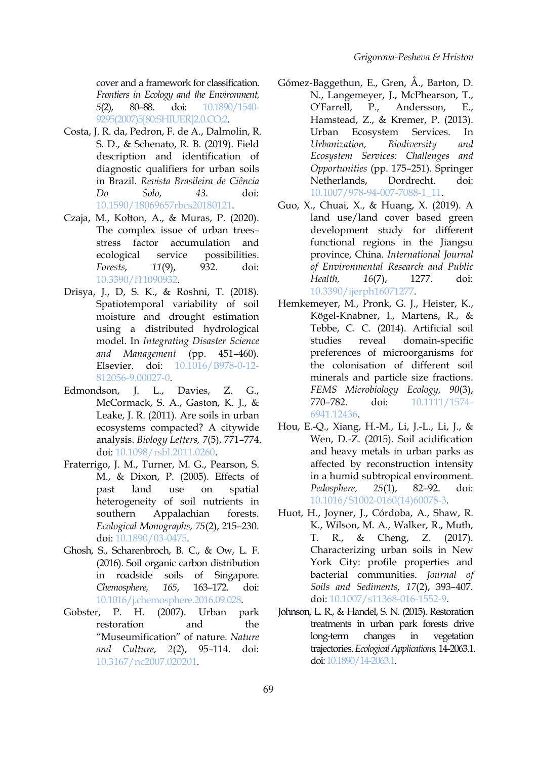cover and a framework for classification. *Frontiers in Ecology and the Environment, 5*(2), 80–88. doi: 10.1890/1540-9295(2007)5[80:SHIUER]2.0.CO;2.

Costa, J. R. da, Pedron, F. de A., Dalmolin, R. S. D., & Schenato, R. B. (2019). Field description and identification of diagnostic qualifiers for urban soils in Brazil. *Revista Brasileira de Ciência Do Solo, 43*. doi: 10.1590/18069657rbcs20180121.

Czaja, M., Kołton, A., & Muras, P. (2020). The complex issue of urban trees–stress factor accumulation and ecological service possibilities. *Forests, 11*(9), 932. doi: 10.3390/f11090932.

Drisya, J., D, S. K., & Roshni, T. (2018). Spatiotemporal variability of soil moisture and drought estimation using a distributed hydrological model. In *Integrating Disaster Science and Management* (pp. 451–460). Elsevier. doi: 10.1016/B978-0-12-812056-9.00027-0.

Edmondson, J. L., Davies, Z. G., McCormack, S. A., Gaston, K. J., & Leake, J. R. (2011). Are soils in urban ecosystems compacted? A citywide analysis. *Biology Letters, 7*(5), 771–774. doi: 10.1098/rsbl.2011.0260.

Fraterrigo, J. M., Turner, M. G., Pearson, S. M., & Dixon, P. (2005). Effects of past land use on spatial heterogeneity of soil nutrients in southern Appalachian forests. *Ecological Monographs, 75*(2), 215–230. doi: 10.1890/03-0475.

Ghosh, S., Scharenbroch, B. C., & Ow, L. F. (2016). Soil organic carbon distribution in roadside soils of Singapore. *Chemosphere, 165*, 163–172. doi: 10.1016/j.chemosphere.2016.09.028.

Gobster, P. H. (2007). Urban park restoration and the "Museumification" of nature. *Nature and Culture, 2*(2), 95–114. doi: 10.3167/nc2007.020201.

Gómez-Baggethun, E., Gren, Å., Barton, D. N., Langemeyer, J., McPhearson, T., O'Farrell, P., Andersson, E., Hamstead, Z., & Kremer, P. (2013). Urban Ecosystem Services. In *Urbanization, Biodiversity and Ecosystem Services: Challenges and Opportunities* (pp. 175–251). Springer Netherlands, Dordrecht. doi: 10.1007/978-94-007-7088-1_11.

Guo, X., Chuai, X., & Huang, X. (2019). A land use/land cover based green development study for different functional regions in the Jiangsu province, China. *International Journal of Environmental Research and Public Health, 16*(7), 1277. doi: 10.3390/ijerph16071277.

Hemkemeyer, M., Pronk, G. J., Heister, K., Kögel-Knabner, I., Martens, R., & Tebbe, C. C. (2014). Artificial soil studies reveal domain-specific preferences of microorganisms for the colonisation of different soil minerals and particle size fractions. *FEMS Microbiology Ecology, 90*(3), 770–782. doi: 10.1111/1574-6941.12436.

Hou, E.-Q., Xiang, H.-M., Li, J.-L., Li, J., & Wen, D.-Z. (2015). Soil acidification and heavy metals in urban parks as affected by reconstruction intensity in a humid subtropical environment. *Pedosphere, 25*(1), 82–92. doi: 10.1016/S1002-0160(14)60078-3.

Huot, H., Joyner, J., Córdoba, A., Shaw, R. K., Wilson, M. A., Walker, R., Muth, T. R., & Cheng, Z. (2017). Characterizing urban soils in New York City: profile properties and bacterial communities. *Journal of Soils and Sediments, 17*(2), 393–407. doi: 10.1007/s11368-016-1552-9.

Johnson, L. R., & Handel, S. N. (2015). Restoration treatments in urban park forests drive long-term changes in vegetation trajectories. *Ecological Applications*, 14-2063.1. doi: 10.1890/14-2063.1.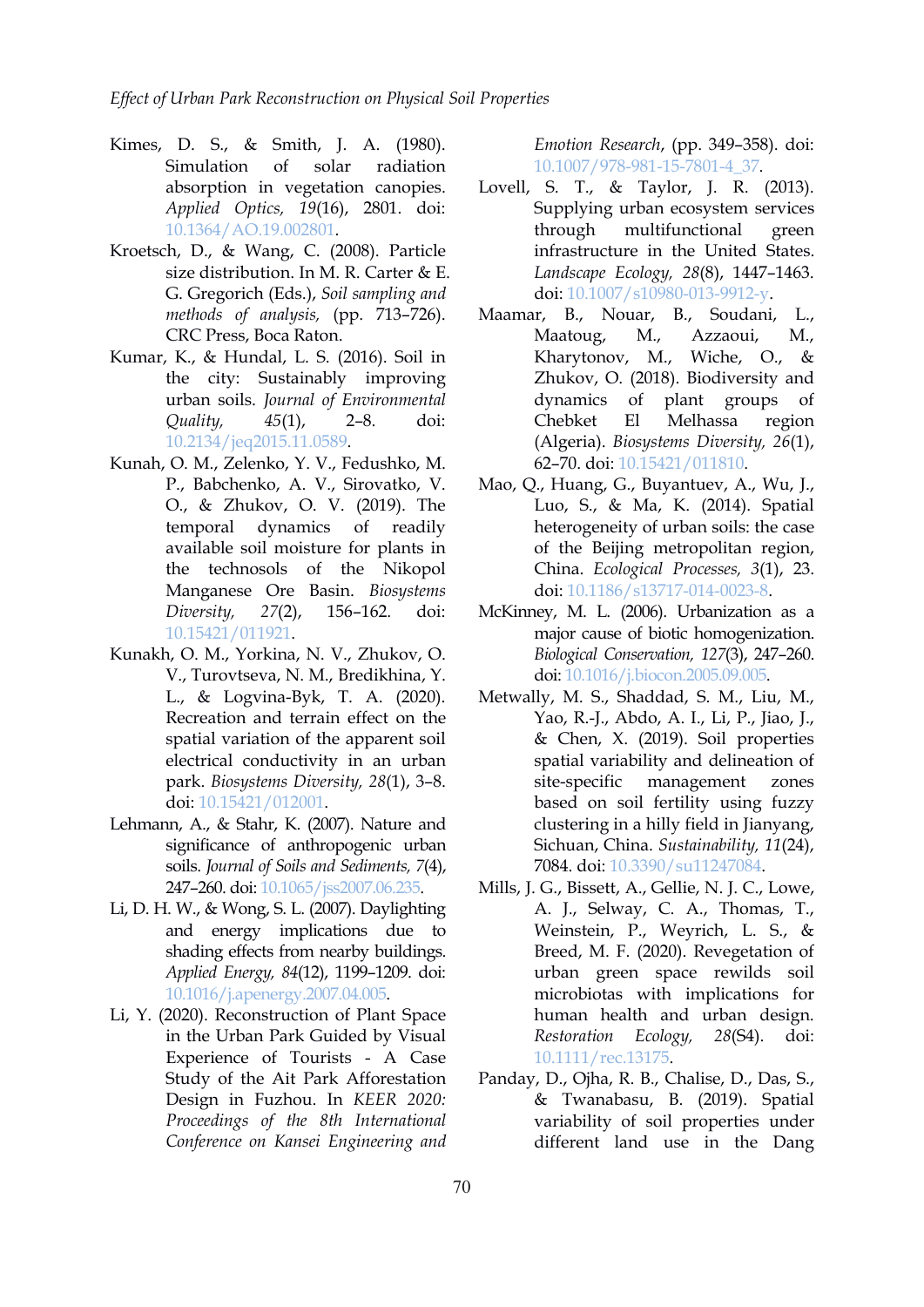Kimes, D. S., & Smith, J. A. (1980). Simulation of solar radiation absorption in vegetation canopies. *Applied Optics, 19*(16), 2801. doi: 10.1364/AO.19.002801.

Kroetsch, D., & Wang, C. (2008). Particle size distribution. In M. R. Carter & E. G. Gregorich (Eds.), *Soil sampling and methods of analysis,* (pp. 713–726). CRC Press, Boca Raton.

Kumar, K., & Hundal, L. S. (2016). Soil in the city: Sustainably improving urban soils. *Journal of Environmental Quality, 45*(1), 2–8. doi: 10.2134/jeq2015.11.0589.

Kunah, O. M., Zelenko, Y. V., Fedushko, M. P., Babchenko, A. V., Sirovatko, V. O., & Zhukov, O. V. (2019). The temporal dynamics of readily available soil moisture for plants in the technosols of the Nikopol Manganese Ore Basin. *Biosystems Diversity, 27*(2), 156–162. doi: 10.15421/011921.

Kunakh, O. M., Yorkina, N. V., Zhukov, O. V., Turovtseva, N. M., Bredikhina, Y. L., & Logvina-Byk, T. A. (2020). Recreation and terrain effect on the spatial variation of the apparent soil electrical conductivity in an urban park. *Biosystems Diversity, 28*(1), 3–8. doi: 10.15421/012001.

Lehmann, A., & Stahr, K. (2007). Nature and significance of anthropogenic urban soils. *Journal of Soils and Sediments, 7*(4), 247–260. doi: 10.1065/jss2007.06.235.

Li, D. H. W., & Wong, S. L. (2007). Daylighting and energy implications due to shading effects from nearby buildings. *Applied Energy, 84*(12), 1199–1209. doi: 10.1016/j.apenergy.2007.04.005.

Li, Y. (2020). Reconstruction of Plant Space in the Urban Park Guided by Visual Experience of Tourists - A Case Study of the Ait Park Afforestation Design in Fuzhou. In *KEER 2020: Proceedings of the 8th International Conference on Kansei Engineering and Emotion Research*, (pp. 349–358). doi: 10.1007/978-981-15-7801-4_37.

Lovell, S. T., & Taylor, J. R. (2013). Supplying urban ecosystem services through multifunctional green infrastructure in the United States. *Landscape Ecology, 28*(8), 1447–1463. doi: 10.1007/s10980-013-9912-y.

Maamar, B., Nouar, B., Soudani, L., Maatoug, M., Azzaoui, M., Kharytonov, M., Wiche, O., & Zhukov, O. (2018). Biodiversity and dynamics of plant groups of Chebket El Melhassa region (Algeria). *Biosystems Diversity, 26*(1), 62–70. doi: 10.15421/011810.

Mao, Q., Huang, G., Buyantuev, A., Wu, J., Luo, S., & Ma, K. (2014). Spatial heterogeneity of urban soils: the case of the Beijing metropolitan region, China. *Ecological Processes, 3*(1), 23. doi: 10.1186/s13717-014-0023-8.

McKinney, M. L. (2006). Urbanization as a major cause of biotic homogenization. *Biological Conservation, 127*(3), 247–260. doi: 10.1016/j.biocon.2005.09.005.

Metwally, M. S., Shaddad, S. M., Liu, M., Yao, R.-J., Abdo, A. I., Li, P., Jiao, J., & Chen, X. (2019). Soil properties spatial variability and delineation of site-specific management zones based on soil fertility using fuzzy clustering in a hilly field in Jianyang, Sichuan, China. *Sustainability, 11*(24), 7084. doi: 10.3390/su11247084.

Mills, J. G., Bissett, A., Gellie, N. J. C., Lowe, A. J., Selway, C. A., Thomas, T., Weinstein, P., Weyrich, L. S., & Breed, M. F. (2020). Revegetation of urban green space rewilds soil microbiotas with implications for human health and urban design. *Restoration Ecology, 28*(S4). doi: 10.1111/rec.13175.

Panday, D., Ojha, R. B., Chalise, D., Das, S., & Twanabasu, B. (2019). Spatial variability of soil properties under different land use in the Dang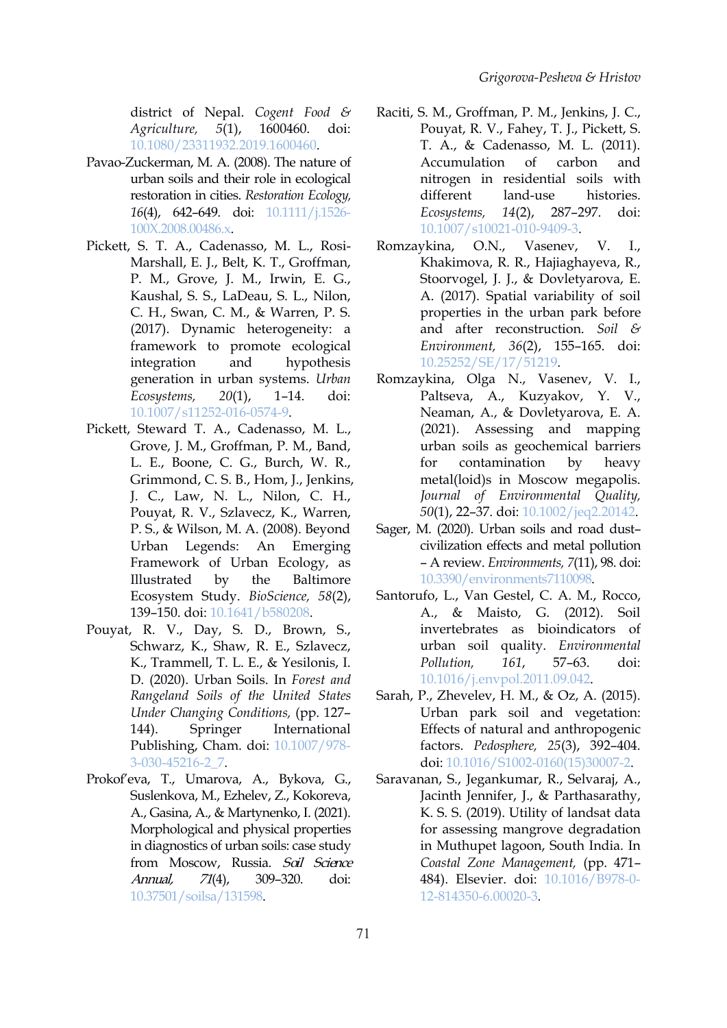district of Nepal. *Cogent Food & Agriculture, 5*(1), 1600460. doi: 10.1080/23311932.2019.1600460.

Pavao-Zuckerman, M. A. (2008). The nature of urban soils and their role in ecological restoration in cities. *Restoration Ecology, 16*(4), 642–649. doi: 10.1111/j.1526-100X.2008.00486.x.

Pickett, S. T. A., Cadenasso, M. L., Rosi-Marshall, E. J., Belt, K. T., Groffman, P. M., Grove, J. M., Irwin, E. G., Kaushal, S. S., LaDeau, S. L., Nilon, C. H., Swan, C. M., & Warren, P. S. (2017). Dynamic heterogeneity: a framework to promote ecological integration and hypothesis generation in urban systems. *Urban Ecosystems, 20*(1), 1–14. doi: 10.1007/s11252-016-0574-9.

Pickett, Steward T. A., Cadenasso, M. L., Grove, J. M., Groffman, P. M., Band, L. E., Boone, C. G., Burch, W. R., Grimmond, C. S. B., Hom, J., Jenkins, J. C., Law, N. L., Nilon, C. H., Pouyat, R. V., Szlavecz, K., Warren, P. S., & Wilson, M. A. (2008). Beyond Urban Legends: An Emerging Framework of Urban Ecology, as Illustrated by the Baltimore Ecosystem Study. *BioScience, 58*(2), 139–150. doi: 10.1641/b580208.

Pouyat, R. V., Day, S. D., Brown, S., Schwarz, K., Shaw, R. E., Szlavecz, K., Trammell, T. L. E., & Yesilonis, I. D. (2020). Urban Soils. In *Forest and Rangeland Soils of the United States Under Changing Conditions,* (pp. 127–144). Springer International Publishing, Cham. doi: 10.1007/978-3-030-45216-2_7.

Prokof'eva, T., Umarova, A., Bykova, G., Suslenkova, M., Ezhelev, Z., Kokoreva, A., Gasina, A., & Martynenko, I. (2021). Morphological and physical properties in diagnostics of urban soils: case study from Moscow, Russia. *Soil Science Annual, 71*(4), 309–320. doi: 10.37501/soilsa/131598.

Raciti, S. M., Groffman, P. M., Jenkins, J. C., Pouyat, R. V., Fahey, T. J., Pickett, S. T. A., & Cadenasso, M. L. (2011). Accumulation of carbon and nitrogen in residential soils with different land-use histories. *Ecosystems, 14*(2), 287–297. doi: 10.1007/s10021-010-9409-3.

Romzaykina, O.N., Vasenev, V. I., Khakimova, R. R., Hajiaghayeva, R., Stoorvogel, J. J., & Dovletyarova, E. A. (2017). Spatial variability of soil properties in the urban park before and after reconstruction. *Soil & Environment, 36*(2), 155–165. doi: 10.25252/SE/17/51219.

Romzaykina, Olga N., Vasenev, V. I., Paltseva, A., Kuzyakov, Y. V., Neaman, A., & Dovletyarova, E. A. (2021). Assessing and mapping urban soils as geochemical barriers for contamination by heavy metal(loid)s in Moscow megapolis. *Journal of Environmental Quality, 50*(1), 22–37. doi: 10.1002/jeq2.20142.

Sager, M. (2020). Urban soils and road dust– civilization effects and metal pollution – A review. *Environments, 7*(11), 98. doi: 10.3390/environments7110098.

Santorufo, L., Van Gestel, C. A. M., Rocco, A., & Maisto, G. (2012). Soil invertebrates as bioindicators of urban soil quality. *Environmental Pollution, 161*, 57–63. doi: 10.1016/j.envpol.2011.09.042.

Sarah, P., Zhevelev, H. M., & Oz, A. (2015). Urban park soil and vegetation: Effects of natural and anthropogenic factors. *Pedosphere, 25*(3), 392–404. doi: 10.1016/S1002-0160(15)30007-2.

Saravanan, S., Jegankumar, R., Selvaraj, A., Jacinth Jennifer, J., & Parthasarathy, K. S. S. (2019). Utility of landsat data for assessing mangrove degradation in Muthupet lagoon, South India. In *Coastal Zone Management,* (pp. 471–484). Elsevier. doi: 10.1016/B978-0-12-814350-6.00020-3.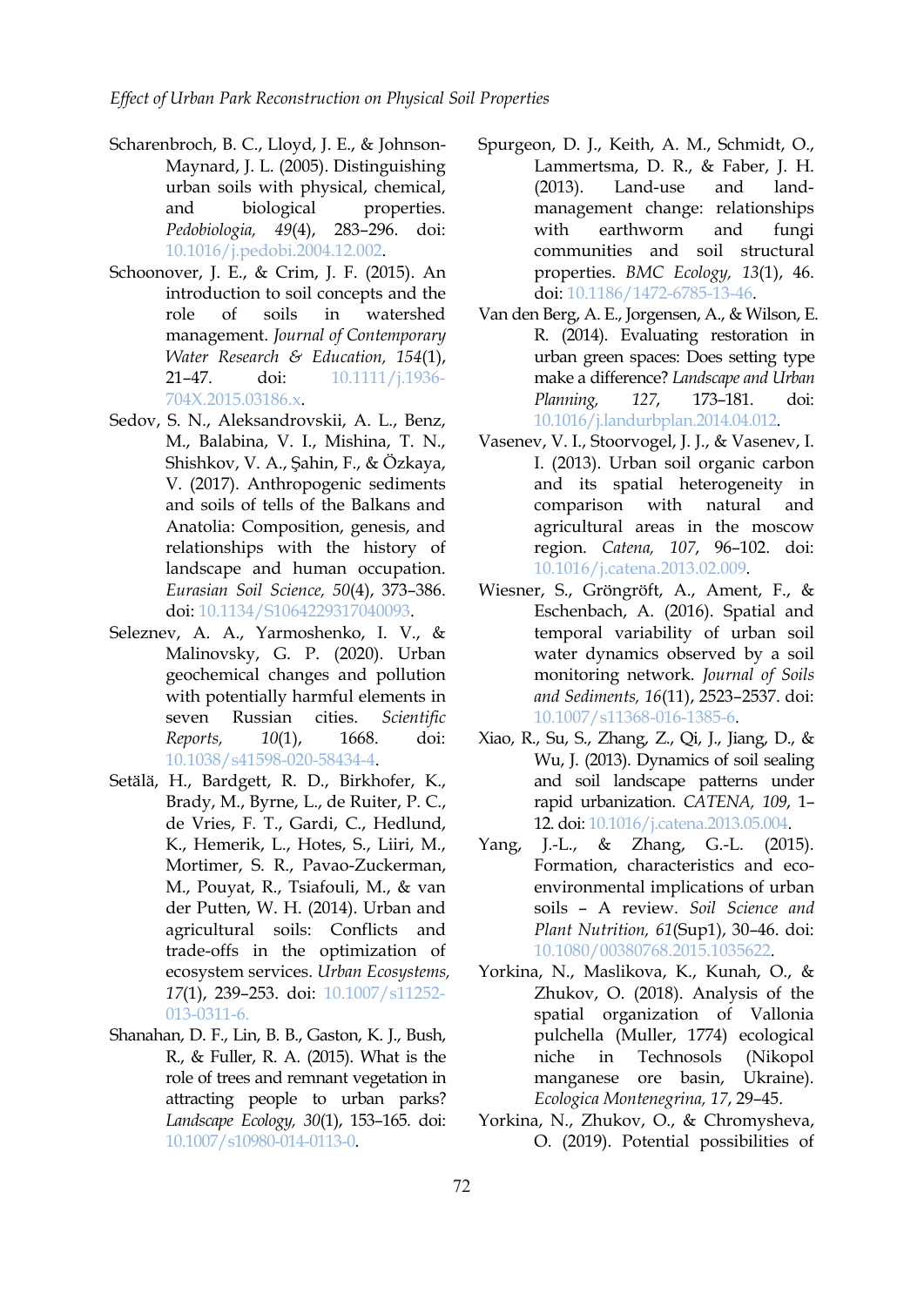Scharenbroch, B. C., Lloyd, J. E., & Johnson-Maynard, J. L. (2005). Distinguishing urban soils with physical, chemical, and biological properties. *Pedobiologia, 49*(4), 283–296. doi: 10.1016/j.pedobi.2004.12.002.

Schoonover, J. E., & Crim, J. F. (2015). An introduction to soil concepts and the role of soils in watershed management. *Journal of Contemporary Water Research & Education, 154*(1), 21–47. doi: 10.1111/j.1936-704X.2015.03186.x.

Sedov, S. N., Aleksandrovskii, A. L., Benz, M., Balabina, V. I., Mishina, T. N., Shishkov, V. A., Şahin, F., & Özkaya, V. (2017). Anthropogenic sediments and soils of tells of the Balkans and Anatolia: Composition, genesis, and relationships with the history of landscape and human occupation. *Eurasian Soil Science, 50*(4), 373–386. doi: 10.1134/S1064229317040093.

Seleznev, A. A., Yarmoshenko, I. V., & Malinovsky, G. P. (2020). Urban geochemical changes and pollution with potentially harmful elements in seven Russian cities. *Scientific Reports, 10*(1), 1668. doi: 10.1038/s41598-020-58434-4.

Setälä, H., Bardgett, R. D., Birkhofer, K., Brady, M., Byrne, L., de Ruiter, P. C., de Vries, F. T., Gardi, C., Hedlund, K., Hemerik, L., Hotes, S., Liiri, M., Mortimer, S. R., Pavao-Zuckerman, M., Pouyat, R., Tsiafouli, M., & van der Putten, W. H. (2014). Urban and agricultural soils: Conflicts and trade-offs in the optimization of ecosystem services. *Urban Ecosystems, 17*(1), 239–253. doi: 10.1007/s11252-013-0311-6.

Shanahan, D. F., Lin, B. B., Gaston, K. J., Bush, R., & Fuller, R. A. (2015). What is the role of trees and remnant vegetation in attracting people to urban parks? *Landscape Ecology, 30*(1), 153–165. doi: 10.1007/s10980-014-0113-0.

Spurgeon, D. J., Keith, A. M., Schmidt, O., Lammertsma, D. R., & Faber, J. H. (2013). Land-use and land-management change: relationships with earthworm and fungi communities and soil structural properties. *BMC Ecology, 13*(1), 46. doi: 10.1186/1472-6785-13-46.

Van den Berg, A. E., Jorgensen, A., & Wilson, E. R. (2014). Evaluating restoration in urban green spaces: Does setting type make a difference? *Landscape and Urban Planning, 127*, 173–181. doi: 10.1016/j.landurbplan.2014.04.012.

Vasenev, V. I., Stoorvogel, J. J., & Vasenev, I. I. (2013). Urban soil organic carbon and its spatial heterogeneity in comparison with natural and agricultural areas in the moscow region. *Catena, 107*, 96–102. doi: 10.1016/j.catena.2013.02.009.

Wiesner, S., Gröngröft, A., Ament, F., & Eschenbach, A. (2016). Spatial and temporal variability of urban soil water dynamics observed by a soil monitoring network. *Journal of Soils and Sediments, 16*(11), 2523–2537. doi: 10.1007/s11368-016-1385-6.

Xiao, R., Su, S., Zhang, Z., Qi, J., Jiang, D., & Wu, J. (2013). Dynamics of soil sealing and soil landscape patterns under rapid urbanization. *CATENA, 109*, 1–12. doi: 10.1016/j.catena.2013.05.004.

Yang, J.-L., & Zhang, G.-L. (2015). Formation, characteristics and eco-environmental implications of urban soils – A review. *Soil Science and Plant Nutrition, 61*(Sup1), 30–46. doi: 10.1080/00380768.2015.1035622.

Yorkina, N., Maslikova, K., Kunah, O., & Zhukov, O. (2018). Analysis of the spatial organization of Vallonia pulchella (Muller, 1774) ecological niche in Technosols (Nikopol manganese ore basin, Ukraine). *Ecologica Montenegrina, 17*, 29–45.

Yorkina, N., Zhukov, O., & Chromysheva, O. (2019). Potential possibilities of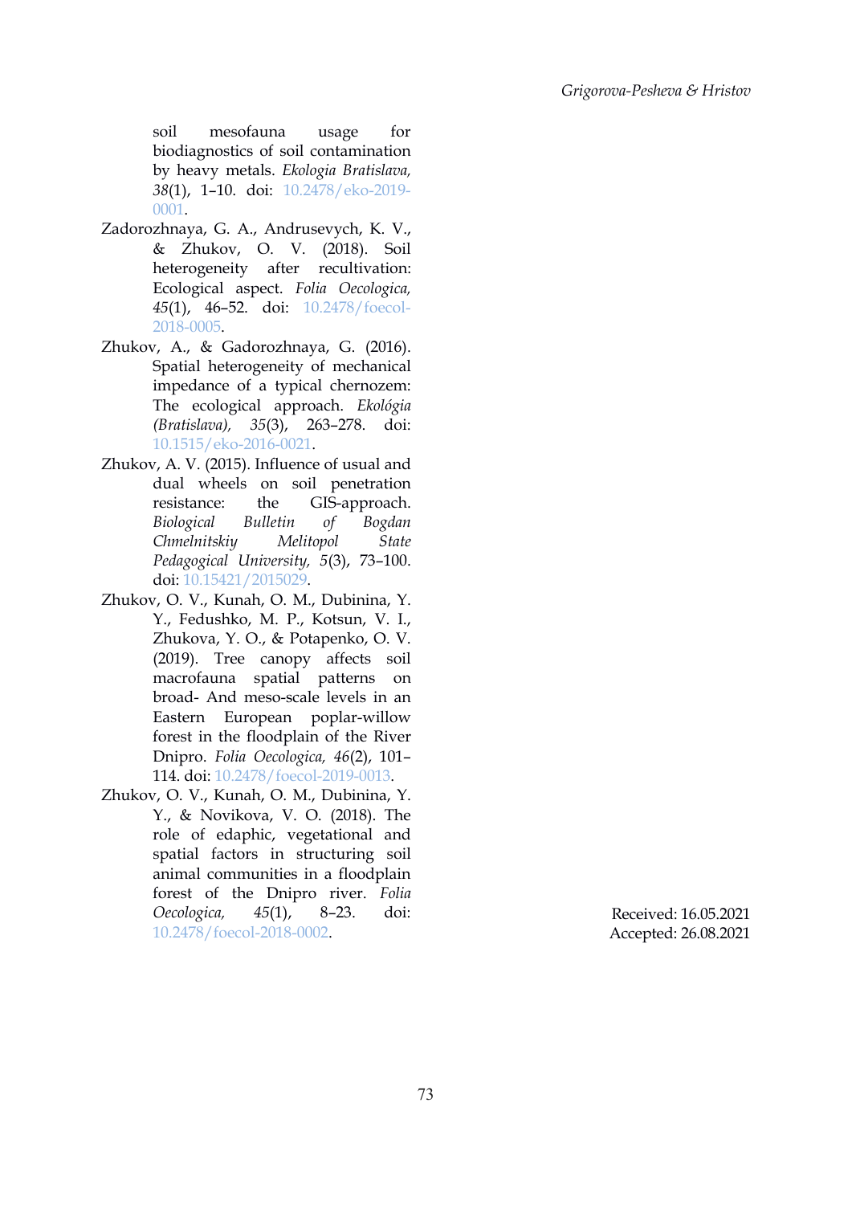soil mesofauna usage for biodiagnostics of soil contamination by heavy metals. *Ekologia Bratislava, 38*(1), 1–10. doi: 10.2478/eko-2019-0001.

Zadorozhnaya, G. A., Andrusevych, K. V., & Zhukov, O. V. (2018). Soil heterogeneity after recultivation: Ecological aspect. *Folia Oecologica, 45*(1), 46–52. doi: 10.2478/foecol-2018-0005.

Zhukov, A., & Gadorozhnaya, G. (2016). Spatial heterogeneity of mechanical impedance of a typical chernozem: The ecological approach. *Ekológia (Bratislava), 35*(3), 263–278. doi: 10.1515/eko-2016-0021.

Zhukov, A. V. (2015). Influence of usual and dual wheels on soil penetration resistance: the GIS-approach. *Biological Bulletin of Bogdan Chmelnitskiy Melitopol State Pedagogical University, 5*(3), 73–100. doi: 10.15421/2015029.

Zhukov, O. V., Kunah, O. M., Dubinina, Y. Y., Fedushko, M. P., Kotsun, V. I., Zhukova, Y. O., & Potapenko, O. V. (2019). Tree canopy affects soil macrofauna spatial patterns on broad- And meso-scale levels in an Eastern European poplar-willow forest in the floodplain of the River Dnipro. *Folia Oecologica, 46*(2), 101–114. doi: 10.2478/foecol-2019-0013.

Zhukov, O. V., Kunah, O. M., Dubinina, Y. Y., & Novikova, V. O. (2018). The role of edaphic, vegetational and spatial factors in structuring soil animal communities in a floodplain forest of the Dnipro river. *Folia Oecologica, 45*(1), 8–23. doi: 10.2478/foecol-2018-0002.

Received: 16.05.2021
Accepted: 26.08.2021